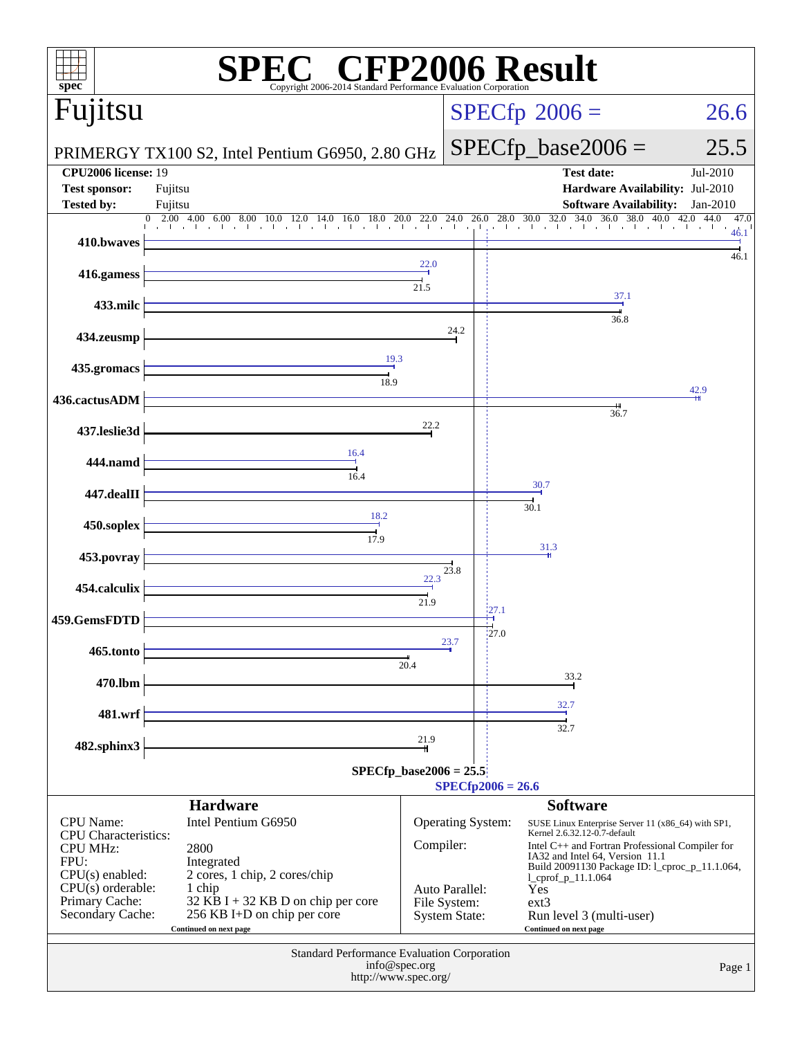# SPEC® CFP2006 Result

Copyright 2006-2014 Standard Performance Evaluation Corporation

## Fujitsu

PRIMERGY TX100 S2, Intel Pentium G6950, 2.80 GHz

SPECfp 2006 = 26.6

SPECfp_base2006 = 25.5

| | | | |
|---|---|---|---|
| **CPU2006 license:** | 19 | **Test date:** | Jul-2010 |
| **Test sponsor:** | Fujitsu | **Hardware Availability:** | Jul-2010 |
| **Tested by:** | Fujitsu | **Software Availability:** | Jan-2010 |

| Benchmark | Peak | Base |
|---|---|---|
| 410.bwaves | 46.1 | 46.1 |
| 416.gamess | 22.0 | 21.5 |
| 433.milc | 37.1 | 36.8 |
| 434.zeusmp | | 24.2 |
| 435.gromacs | 19.3 | 18.9 |
| 436.cactusADM | 42.9 | 36.7 |
| 437.leslie3d | | 22.2 |
| 444.namd | 16.4 | 16.4 |
| 447.dealII | 30.7 | 30.1 |
| 450.soplex | 18.2 | 17.9 |
| 453.povray | 31.3 | 23.8 |
| 454.calculix | 22.3 | 21.9 |
| 459.GemsFDTD | 27.1 | 27.0 |
| 465.tonto | 23.7 | 20.4 |
| 470.lbm | | 33.2 |
| 481.wrf | 32.7 | 32.7 |
| 482.sphinx3 | | 21.9 |

SPECfp_base2006 = 25.5

SPECfp2006 = 26.6

### Hardware

| | |
|---|---|
| CPU Name: | Intel Pentium G6950 |
| CPU Characteristics: | |
| CPU MHz: | 2800 |
| FPU: | Integrated |
| CPU(s) enabled: | 2 cores, 1 chip, 2 cores/chip |
| CPU(s) orderable: | 1 chip |
| Primary Cache: | 32 KB I + 32 KB D on chip per core |
| Secondary Cache: | 256 KB I+D on chip per core |

Continued on next page

### Software

| | |
|---|---|
| Operating System: | SUSE Linux Enterprise Server 11 (x86_64) with SP1, Kernel 2.6.32.12-0.7-default |
| Compiler: | Intel C++ and Fortran Professional Compiler for IA32 and Intel 64, Version 11.1 Build 20091130 Package ID: l_cproc_p_11.1.064, l_cprof_p_11.1.064 |
| Auto Parallel: | Yes |
| File System: | ext3 |
| System State: | Run level 3 (multi-user) |

Continued on next page

Standard Performance Evaluation Corporation
info@spec.org
http://www.spec.org/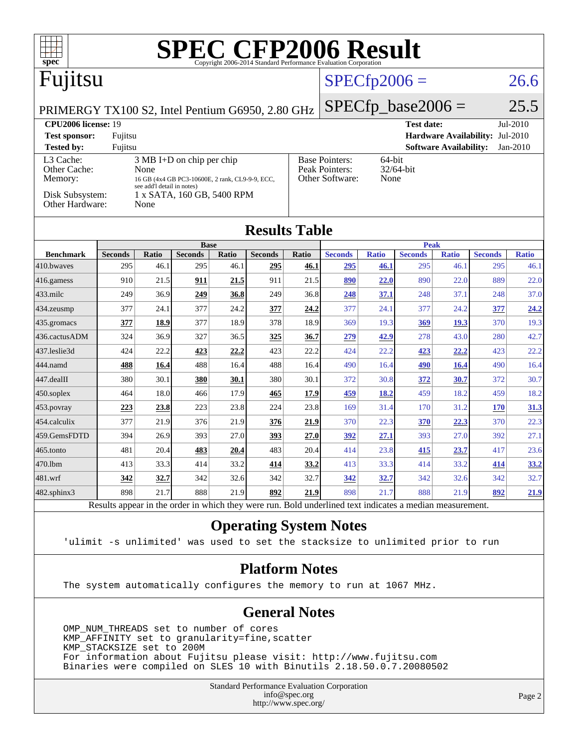# SPEC CFP2006 Result

Copyright 2006-2014 Standard Performance Evaluation Corporation

## Fujitsu

PRIMERGY TX100 S2, Intel Pentium G6950, 2.80 GHz

SPECfp2006 = 26.6

SPECfp_base2006 = 25.5

| | | | |
|---|---|---|---|
| **CPU2006 license:** 19 | | **Test date:** | Jul-2010 |
| **Test sponsor:** | Fujitsu | **Hardware Availability:** | Jul-2010 |
| **Tested by:** | Fujitsu | **Software Availability:** | Jan-2010 |

| | |
|---|---|
| L3 Cache: | 3 MB I+D on chip per chip |
| Other Cache: | None |
| Memory: | 16 GB (4x4 GB PC3-10600E, 2 rank, CL9-9-9, ECC, see add'l detail in notes) |
| Disk Subsystem: | 1 x SATA, 160 GB, 5400 RPM |
| Other Hardware: | None |

| | |
|---|---|
| Base Pointers: | 64-bit |
| Peak Pointers: | 32/64-bit |
| Other Software: | None |

## Results Table

| Benchmark | Base | | | | | | Peak | | | | | |
|---|---|---|---|---|---|---|---|---|---|---|---|---|
| | Seconds | Ratio | Seconds | Ratio | Seconds | Ratio | Seconds | Ratio | Seconds | Ratio | Seconds | Ratio |
| 410.bwaves | 295 | 46.1 | 295 | 46.1 | **295** | **46.1** | **295** | **46.1** | 295 | 46.1 | 295 | 46.1 |
| 416.gamess | 910 | 21.5 | **911** | **21.5** | 911 | 21.5 | **890** | **22.0** | 890 | 22.0 | 889 | 22.0 |
| 433.milc | 249 | 36.9 | **249** | **36.8** | 249 | 36.8 | **248** | **37.1** | 248 | 37.1 | 248 | 37.0 |
| 434.zeusmp | 377 | 24.1 | 377 | 24.2 | **377** | **24.2** | 377 | 24.1 | 377 | 24.2 | **377** | **24.2** |
| 435.gromacs | **377** | **18.9** | 377 | 18.9 | 378 | 18.9 | 369 | 19.3 | **369** | **19.3** | 370 | 19.3 |
| 436.cactusADM | 324 | 36.9 | 327 | 36.5 | **325** | **36.7** | **279** | **42.9** | 278 | 43.0 | 280 | 42.7 |
| 437.leslie3d | 424 | 22.2 | **423** | **22.2** | 423 | 22.2 | 424 | 22.2 | **423** | **22.2** | 423 | 22.2 |
| 444.namd | **488** | **16.4** | 488 | 16.4 | 488 | 16.4 | 490 | 16.4 | **490** | **16.4** | 490 | 16.4 |
| 447.dealII | 380 | 30.1 | **380** | **30.1** | 380 | 30.1 | 372 | 30.8 | **372** | **30.7** | 372 | 30.7 |
| 450.soplex | 464 | 18.0 | 466 | 17.9 | **465** | **17.9** | **459** | **18.2** | 459 | 18.2 | 459 | 18.2 |
| 453.povray | **223** | **23.8** | 223 | 23.8 | 224 | 23.8 | 169 | 31.4 | 170 | 31.2 | **170** | **31.3** |
| 454.calculix | 377 | 21.9 | 376 | 21.9 | **376** | **21.9** | 370 | 22.3 | **370** | **22.3** | 370 | 22.3 |
| 459.GemsFDTD | 394 | 26.9 | 393 | 27.0 | **393** | **27.0** | **392** | **27.1** | 393 | 27.0 | 392 | 27.1 |
| 465.tonto | 481 | 20.4 | **483** | **20.4** | 483 | 20.4 | 414 | 23.8 | **415** | **23.7** | 417 | 23.6 |
| 470.lbm | 413 | 33.3 | 414 | 33.2 | **414** | **33.2** | 413 | 33.3 | 414 | 33.2 | **414** | **33.2** |
| 481.wrf | **342** | **32.7** | 342 | 32.6 | 342 | 32.7 | **342** | **32.7** | 342 | 32.6 | 342 | 32.7 |
| 482.sphinx3 | 898 | 21.7 | 888 | 21.9 | **892** | **21.9** | 898 | 21.7 | 888 | 21.9 | **892** | **21.9** |

Results appear in the order in which they were run. Bold underlined text indicates a median measurement.

## Operating System Notes

```
'ulimit -s unlimited' was used to set the stacksize to unlimited prior to run
```

## Platform Notes

```
The system automatically configures the memory to run at 1067 MHz.
```

## General Notes

```
OMP_NUM_THREADS set to number of cores
KMP_AFFINITY set to granularity=fine,scatter
KMP_STACKSIZE set to 200M
For information about Fujitsu please visit: http://www.fujitsu.com
Binaries were compiled on SLES 10 with Binutils 2.18.50.0.7.20080502
```

Standard Performance Evaluation Corporation
info@spec.org
http://www.spec.org/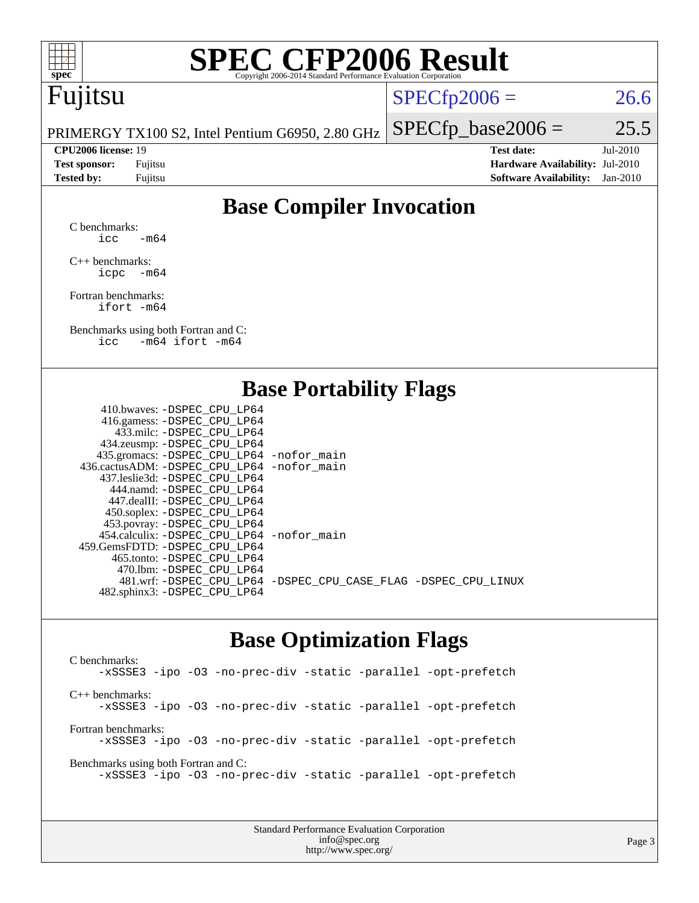# SPEC CFP2006 Result

Copyright 2006-2014 Standard Performance Evaluation Corporation

## Fujitsu

PRIMERGY TX100 S2, Intel Pentium G6950, 2.80 GHz

SPECfp2006 = 26.6

SPECfp_base2006 = 25.5

| | | | |
|---|---|---|---|
| **CPU2006 license:** | 19 | **Test date:** | Jul-2010 |
| **Test sponsor:** | Fujitsu | **Hardware Availability:** | Jul-2010 |
| **Tested by:** | Fujitsu | **Software Availability:** | Jan-2010 |

## Base Compiler Invocation

C benchmarks:
```
icc   -m64
```

C++ benchmarks:
```
icpc  -m64
```

Fortran benchmarks:
```
ifort -m64
```

Benchmarks using both Fortran and C:
```
icc   -m64 ifort -m64
```

## Base Portability Flags

```
   410.bwaves: -DSPEC_CPU_LP64
   416.gamess: -DSPEC_CPU_LP64
     433.milc: -DSPEC_CPU_LP64
   434.zeusmp: -DSPEC_CPU_LP64
  435.gromacs: -DSPEC_CPU_LP64 -nofor_main
436.cactusADM: -DSPEC_CPU_LP64 -nofor_main
  437.leslie3d: -DSPEC_CPU_LP64
    444.namd: -DSPEC_CPU_LP64
   447.dealII: -DSPEC_CPU_LP64
   450.soplex: -DSPEC_CPU_LP64
   453.povray: -DSPEC_CPU_LP64
 454.calculix: -DSPEC_CPU_LP64 -nofor_main
459.GemsFDTD: -DSPEC_CPU_LP64
    465.tonto: -DSPEC_CPU_LP64
     470.lbm: -DSPEC_CPU_LP64
     481.wrf: -DSPEC_CPU_LP64 -DSPEC_CPU_CASE_FLAG -DSPEC_CPU_LINUX
  482.sphinx3: -DSPEC_CPU_LP64
```

## Base Optimization Flags

C benchmarks:
```
-xSSSE3 -ipo -O3 -no-prec-div -static -parallel -opt-prefetch
```

C++ benchmarks:
```
-xSSSE3 -ipo -O3 -no-prec-div -static -parallel -opt-prefetch
```

Fortran benchmarks:
```
-xSSSE3 -ipo -O3 -no-prec-div -static -parallel -opt-prefetch
```

Benchmarks using both Fortran and C:
```
-xSSSE3 -ipo -O3 -no-prec-div -static -parallel -opt-prefetch
```

Standard Performance Evaluation Corporation
info@spec.org
http://www.spec.org/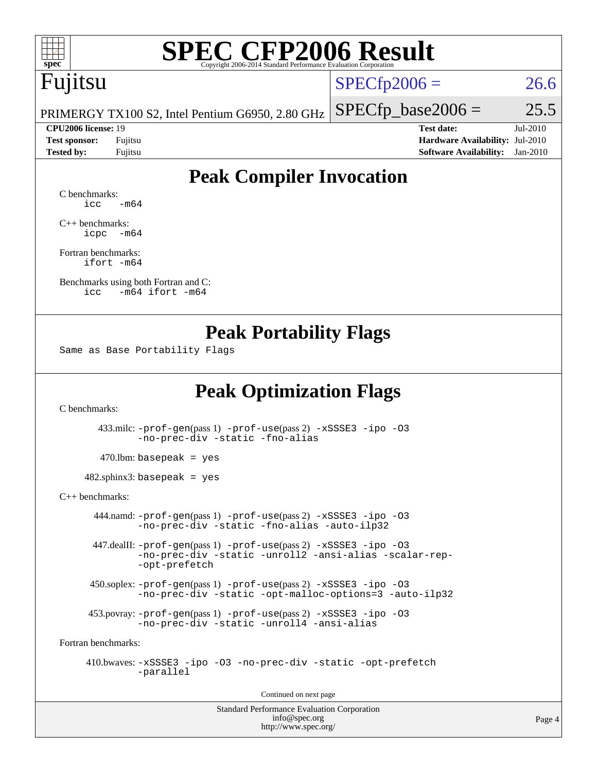# SPEC CFP2006 Result

Copyright 2006-2014 Standard Performance Evaluation Corporation

**Fujitsu**

PRIMERGY TX100 S2, Intel Pentium G6950, 2.80 GHz

| | |
|---|---|
| SPECfp2006 = | 26.6 |
| SPECfp_base2006 = | 25.5 |

| | | | |
|---|---|---|---|
| **CPU2006 license:** | 19 | **Test date:** | Jul-2010 |
| **Test sponsor:** | Fujitsu | **Hardware Availability:** | Jul-2010 |
| **Tested by:** | Fujitsu | **Software Availability:** | Jan-2010 |

## Peak Compiler Invocation

C benchmarks:
```
icc   -m64
```

C++ benchmarks:
```
icpc  -m64
```

Fortran benchmarks:
```
ifort -m64
```

Benchmarks using both Fortran and C:
```
icc   -m64 ifort -m64
```

## Peak Portability Flags

Same as Base Portability Flags

## Peak Optimization Flags

C benchmarks:

433.milc: -prof-gen(pass 1) -prof-use(pass 2) -xSSSE3 -ipo -O3 -no-prec-div -static -fno-alias

470.lbm: basepeak = yes

482.sphinx3: basepeak = yes

C++ benchmarks:

444.namd: -prof-gen(pass 1) -prof-use(pass 2) -xSSSE3 -ipo -O3 -no-prec-div -static -fno-alias -auto-ilp32

447.dealII: -prof-gen(pass 1) -prof-use(pass 2) -xSSSE3 -ipo -O3 -no-prec-div -static -unroll2 -ansi-alias -scalar-rep- -opt-prefetch

450.soplex: -prof-gen(pass 1) -prof-use(pass 2) -xSSSE3 -ipo -O3 -no-prec-div -static -opt-malloc-options=3 -auto-ilp32

453.povray: -prof-gen(pass 1) -prof-use(pass 2) -xSSSE3 -ipo -O3 -no-prec-div -static -unroll4 -ansi-alias

Fortran benchmarks:

410.bwaves: -xSSSE3 -ipo -O3 -no-prec-div -static -opt-prefetch -parallel

Continued on next page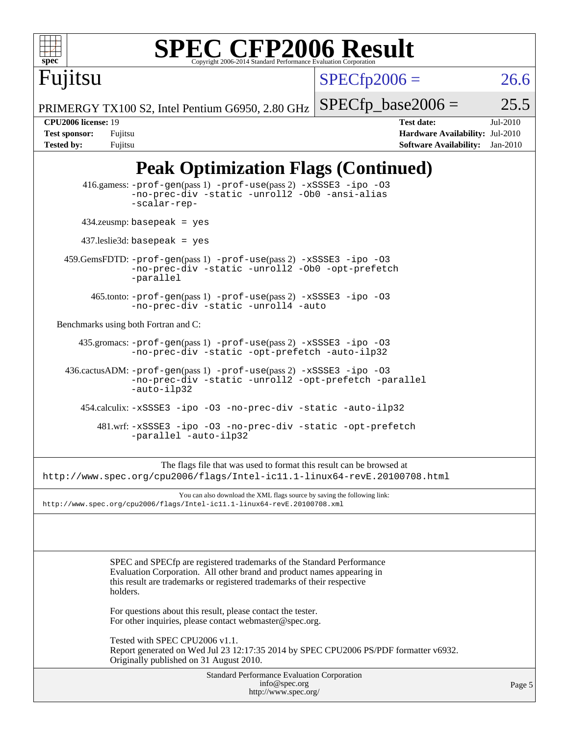# SPEC CFP2006 Result

Copyright 2006-2014 Standard Performance Evaluation Corporation

Fujitsu

PRIMERGY TX100 S2, Intel Pentium G6950, 2.80 GHz

SPECfp2006 = 26.6

SPECfp_base2006 = 25.5

**CPU2006 license:** 19
**Test sponsor:** Fujitsu
**Tested by:** Fujitsu

**Test date:** Jul-2010
**Hardware Availability:** Jul-2010
**Software Availability:** Jan-2010

## Peak Optimization Flags (Continued)

416.gamess: -prof-gen(pass 1) -prof-use(pass 2) -xSSSE3 -ipo -O3 -no-prec-div -static -unroll2 -Ob0 -ansi-alias -scalar-rep-

434.zeusmp: basepeak = yes

437.leslie3d: basepeak = yes

459.GemsFDTD: -prof-gen(pass 1) -prof-use(pass 2) -xSSSE3 -ipo -O3 -no-prec-div -static -unroll2 -Ob0 -opt-prefetch -parallel

465.tonto: -prof-gen(pass 1) -prof-use(pass 2) -xSSSE3 -ipo -O3 -no-prec-div -static -unroll4 -auto

Benchmarks using both Fortran and C:

435.gromacs: -prof-gen(pass 1) -prof-use(pass 2) -xSSSE3 -ipo -O3 -no-prec-div -static -opt-prefetch -auto-ilp32

436.cactusADM: -prof-gen(pass 1) -prof-use(pass 2) -xSSSE3 -ipo -O3 -no-prec-div -static -unroll2 -opt-prefetch -parallel -auto-ilp32

454.calculix: -xSSSE3 -ipo -O3 -no-prec-div -static -auto-ilp32

481.wrf: -xSSSE3 -ipo -O3 -no-prec-div -static -opt-prefetch -parallel -auto-ilp32

The flags file that was used to format this result can be browsed at
http://www.spec.org/cpu2006/flags/Intel-ic11.1-linux64-revE.20100708.html

You can also download the XML flags source by saving the following link:
http://www.spec.org/cpu2006/flags/Intel-ic11.1-linux64-revE.20100708.xml

SPEC and SPECfp are registered trademarks of the Standard Performance Evaluation Corporation. All other brand and product names appearing in this result are trademarks or registered trademarks of their respective holders.

For questions about this result, please contact the tester.
For other inquiries, please contact webmaster@spec.org.

Tested with SPEC CPU2006 v1.1.
Report generated on Wed Jul 23 12:17:35 2014 by SPEC CPU2006 PS/PDF formatter v6932.
Originally published on 31 August 2010.

Standard Performance Evaluation Corporation
info@spec.org
http://www.spec.org/